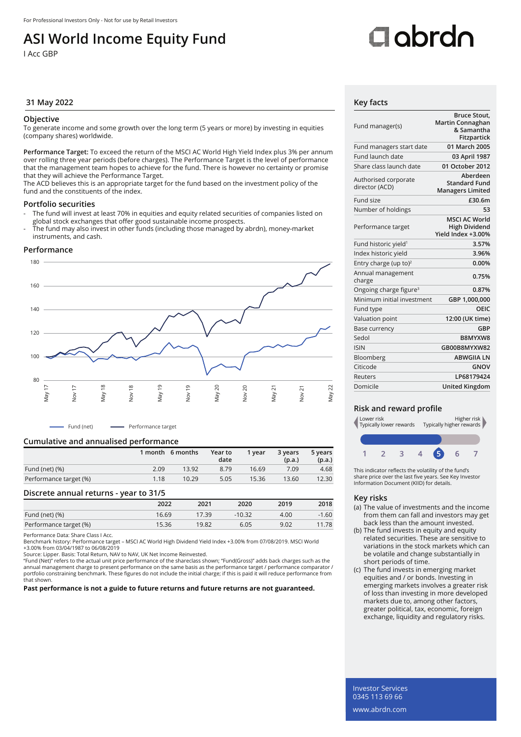For Professional Investors Only - Not for use by Retail Investors

# ASI World Income Equity Fund

I Acc GBP

## 31 May 2022

### Objective

To generate income and some growth over the long term (5 years or more) by investing in equities (company shares) worldwide.

**Performance Target:** To exceed the return of the MSCI AC World High Yield Index plus 3% per annum over rolling three year periods (before charges). The Performance Target is the level of performance that the management team hopes to achieve for the fund. There is however no certainty or promise that they will achieve the Performance Target.
The ACD believes this is an appropriate target for the fund based on the investment policy of the fund and the constituents of the index.

### Portfolio securities

- The fund will invest at least 70% in equities and equity related securities of companies listed on global stock exchanges that offer good sustainable income prospects.
- The fund may also invest in other funds (including those managed by abrdn), money-market instruments, and cash.

### Performance

Fund (net) — Performance target

### Cumulative and annualised performance

| | 1 month | 6 months | Year to date | 1 year | 3 years (p.a.) | 5 years (p.a.) |
|---|---|---|---|---|---|---|
| Fund (net) (%) | 2.09 | 13.92 | 8.79 | 16.69 | 7.09 | 4.68 |
| Performance target (%) | 1.18 | 10.29 | 5.05 | 15.36 | 13.60 | 12.30 |

### Discrete annual returns - year to 31/5

| | 2022 | 2021 | 2020 | 2019 | 2018 |
|---|---|---|---|---|---|
| Fund (net) (%) | 16.69 | 17.39 | -10.32 | 4.00 | -1.60 |
| Performance target (%) | 15.36 | 19.82 | 6.05 | 9.02 | 11.78 |

Performance Data: Share Class I Acc.
Benchmark history: Performance target – MSCI AC World High Dividend Yield Index +3.00% from 07/08/2019. MSCI World +3.00% from 03/04/1987 to 06/08/2019
Source: Lipper. Basis: Total Return, NAV to NAV, UK Net Income Reinvested.
"Fund (Net)" refers to the actual unit price performance of the shareclass shown; "Fund(Gross)" adds back charges such as the annual management charge to present performance on the same basis as the performance target / performance comparator / portfolio constraining benchmark. These figures do not include the initial charge; if this is paid it will reduce performance from that shown.

**Past performance is not a guide to future returns and future returns are not guaranteed.**

## Key facts

| | |
|---|---|
| Fund manager(s) | Bruce Stout, Martin Connaghan & Samantha Fitzpatrick |
| Fund managers start date | 01 March 2005 |
| Fund launch date | 03 April 1987 |
| Share class launch date | 01 October 2012 |
| Authorised corporate director (ACD) | Aberdeen Standard Fund Managers Limited |
| Fund size | £30.6m |
| Number of holdings | 53 |
| Performance target | MSCI AC World High Dividend Yield Index +3.00% |
| Fund historic yield[1] | 3.57% |
| Index historic yield | 3.96% |
| Entry charge (up to)[2] | 0.00% |
| Annual management charge | 0.75% |
| Ongoing charge figure[3] | 0.87% |
| Minimum initial investment | GBP 1,000,000 |
| Fund type | OEIC |
| Valuation point | 12:00 (UK time) |
| Base currency | GBP |
| Sedol | B8MYXW8 |
| ISIN | GB00B8MYXW82 |
| Bloomberg | ABWGIIA LN |
| Citicode | GNOV |
| Reuters | LP68179424 |
| Domicile | United Kingdom |

## Risk and reward profile

Lower risk — Typically lower rewards | Higher risk — Typically higher rewards

1 2 3 4 **5** 6 7

This indicator reflects the volatility of the fund's share price over the last five years. See Key Investor Information Document (KIID) for details.

## Key risks

(a) The value of investments and the income from them can fall and investors may get back less than the amount invested.
(b) The fund invests in equity and equity related securities. These are sensitive to variations in the stock markets which can be volatile and change substantially in short periods of time.
(c) The fund invests in emerging market equities and / or bonds. Investing in emerging markets involves a greater risk of loss than investing in more developed markets due to, among other factors, greater political, tax, economic, foreign exchange, liquidity and regulatory risks.

Investor Services
0345 113 69 66
www.abrdn.com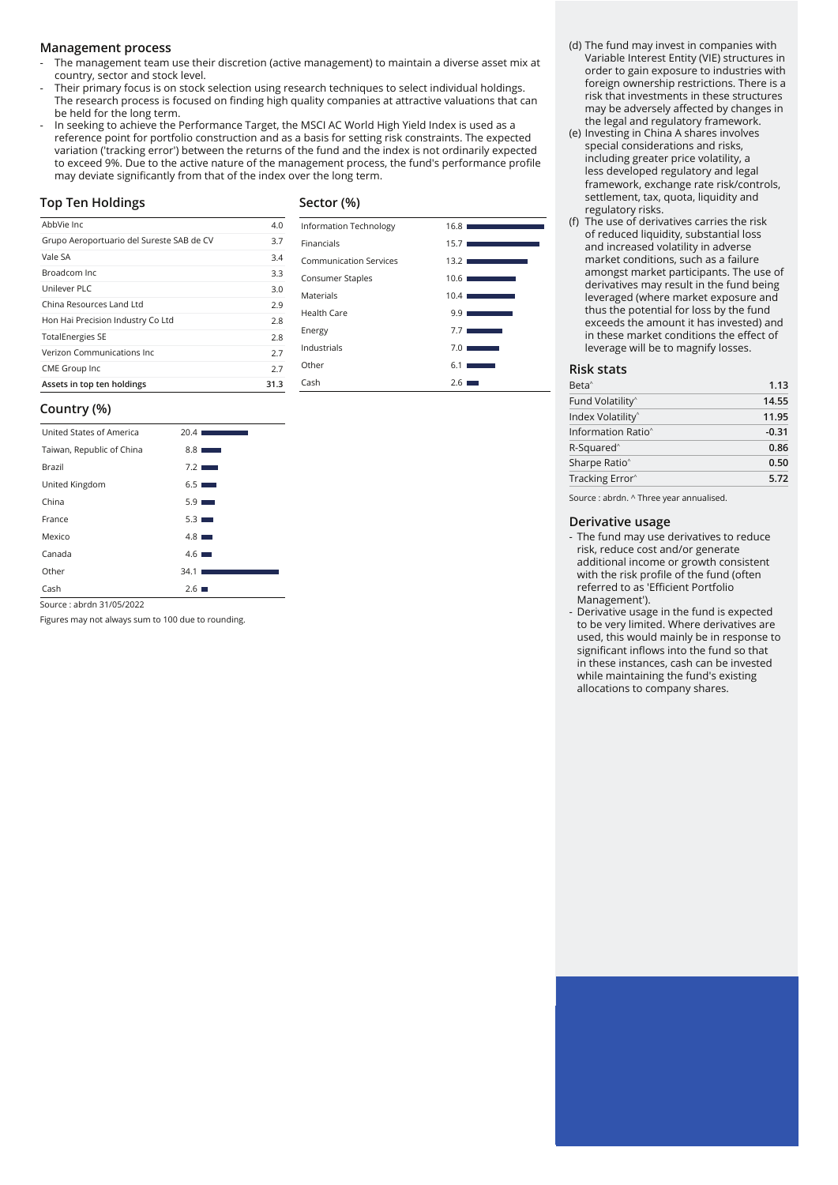## Management process

- The management team use their discretion (active management) to maintain a diverse asset mix at country, sector and stock level.
- Their primary focus is on stock selection using research techniques to select individual holdings. The research process is focused on finding high quality companies at attractive valuations that can be held for the long term.
- In seeking to achieve the Performance Target, the MSCI AC World High Yield Index is used as a reference point for portfolio construction and as a basis for setting risk constraints. The expected variation ('tracking error') between the returns of the fund and the index is not ordinarily expected to exceed 9%. Due to the active nature of the management process, the fund's performance profile may deviate significantly from that of the index over the long term.

## Top Ten Holdings

| | |
|---|---|
| AbbVie Inc | 4.0 |
| Grupo Aeroportuario del Sureste SAB de CV | 3.7 |
| Vale SA | 3.4 |
| Broadcom Inc | 3.3 |
| Unilever PLC | 3.0 |
| China Resources Land Ltd | 2.9 |
| Hon Hai Precision Industry Co Ltd | 2.8 |
| TotalEnergies SE | 2.8 |
| Verizon Communications Inc | 2.7 |
| CME Group Inc | 2.7 |
| **Assets in top ten holdings** | **31.3** |

## Sector (%)

| | |
|---|---|
| Information Technology | 16.8 |
| Financials | 15.7 |
| Communication Services | 13.2 |
| Consumer Staples | 10.6 |
| Materials | 10.4 |
| Health Care | 9.9 |
| Energy | 7.7 |
| Industrials | 7.0 |
| Other | 6.1 |
| Cash | 2.6 |

## Country (%)

| | |
|---|---|
| United States of America | 20.4 |
| Taiwan, Republic of China | 8.8 |
| Brazil | 7.2 |
| United Kingdom | 6.5 |
| China | 5.9 |
| France | 5.3 |
| Mexico | 4.8 |
| Canada | 4.6 |
| Other | 34.1 |
| Cash | 2.6 |

Source : abrdn 31/05/2022

Figures may not always sum to 100 due to rounding.

(d) The fund may invest in companies with Variable Interest Entity (VIE) structures in order to gain exposure to industries with foreign ownership restrictions. There is a risk that investments in these structures may be adversely affected by changes in the legal and regulatory framework.

(e) Investing in China A shares involves special considerations and risks, including greater price volatility, a less developed regulatory and legal framework, exchange rate risk/controls, settlement, tax, quota, liquidity and regulatory risks.

(f) The use of derivatives carries the risk of reduced liquidity, substantial loss and increased volatility in adverse market conditions, such as a failure amongst market participants. The use of derivatives may result in the fund being leveraged (where market exposure and thus the potential for loss by the fund exceeds the amount it has invested) and in these market conditions the effect of leverage will be to magnify losses.

## Risk stats

| | |
|---|---|
| Beta^ | **1.13** |
| Fund Volatility^ | **14.55** |
| Index Volatility^ | **11.95** |
| Information Ratio^ | **-0.31** |
| R-Squared^ | **0.86** |
| Sharpe Ratio^ | **0.50** |
| Tracking Error^ | **5.72** |

Source : abrdn. ^ Three year annualised.

## Derivative usage

- The fund may use derivatives to reduce risk, reduce cost and/or generate additional income or growth consistent with the risk profile of the fund (often referred to as 'Efficient Portfolio Management').
- Derivative usage in the fund is expected to be very limited. Where derivatives are used, this would mainly be in response to significant inflows into the fund so that in these instances, cash can be invested while maintaining the fund's existing allocations to company shares.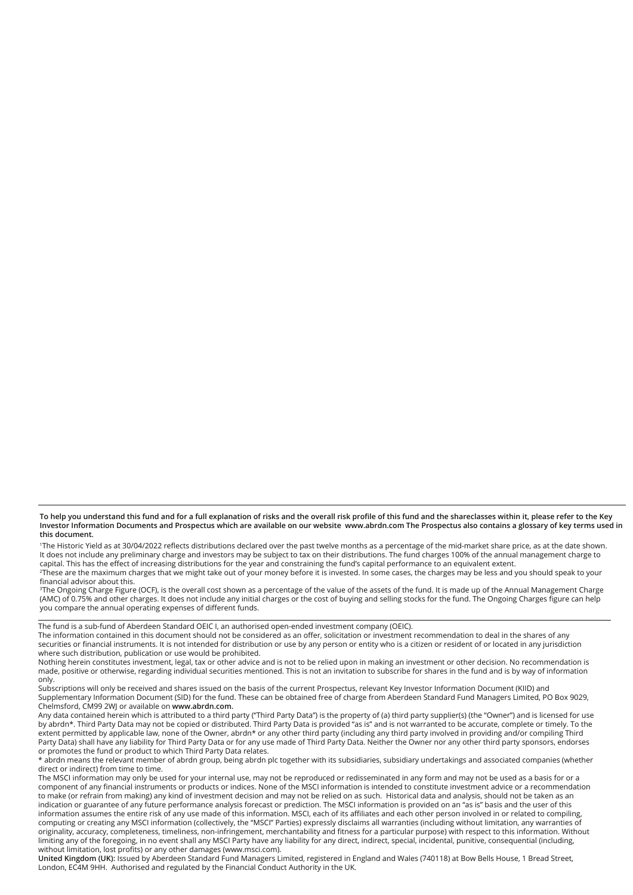**To help you understand this fund and for a full explanation of risks and the overall risk profile of this fund and the shareclasses within it, please refer to the Key Investor Information Documents and Prospectus which are available on our website www.abrdn.com The Prospectus also contains a glossary of key terms used in this document.**

[1]The Historic Yield as at 30/04/2022 reflects distributions declared over the past twelve months as a percentage of the mid-market share price, as at the date shown. It does not include any preliminary charge and investors may be subject to tax on their distributions. The fund charges 100% of the annual management charge to capital. This has the effect of increasing distributions for the year and constraining the fund's capital performance to an equivalent extent.

[2]These are the maximum charges that we might take out of your money before it is invested. In some cases, the charges may be less and you should speak to your financial advisor about this.

[3]The Ongoing Charge Figure (OCF), is the overall cost shown as a percentage of the value of the assets of the fund. It is made up of the Annual Management Charge (AMC) of 0.75% and other charges. It does not include any initial charges or the cost of buying and selling stocks for the fund. The Ongoing Charges figure can help you compare the annual operating expenses of different funds.

---

The fund is a sub-fund of Aberdeen Standard OEIC I, an authorised open-ended investment company (OEIC).

The information contained in this document should not be considered as an offer, solicitation or investment recommendation to deal in the shares of any securities or financial instruments. It is not intended for distribution or use by any person or entity who is a citizen or resident of or located in any jurisdiction where such distribution, publication or use would be prohibited.

Nothing herein constitutes investment, legal, tax or other advice and is not to be relied upon in making an investment or other decision. No recommendation is made, positive or otherwise, regarding individual securities mentioned. This is not an invitation to subscribe for shares in the fund and is by way of information only.

Subscriptions will only be received and shares issued on the basis of the current Prospectus, relevant Key Investor Information Document (KIID) and Supplementary Information Document (SID) for the fund. These can be obtained free of charge from Aberdeen Standard Fund Managers Limited, PO Box 9029, Chelmsford, CM99 2WJ or available on **www.abrdn.com**.

Any data contained herein which is attributed to a third party ("Third Party Data") is the property of (a) third party supplier(s) (the "Owner") and is licensed for use by abrdn*. Third Party Data may not be copied or distributed. Third Party Data is provided "as is" and is not warranted to be accurate, complete or timely. To the extent permitted by applicable law, none of the Owner, abrdn* or any other third party (including any third party involved in providing and/or compiling Third Party Data) shall have any liability for Third Party Data or for any use made of Third Party Data. Neither the Owner nor any other third party sponsors, endorses or promotes the fund or product to which Third Party Data relates.

* abrdn means the relevant member of abrdn group, being abrdn plc together with its subsidiaries, subsidiary undertakings and associated companies (whether direct or indirect) from time to time.

The MSCI information may only be used for your internal use, may not be reproduced or redisseminated in any form and may not be used as a basis for or a component of any financial instruments or products or indices. None of the MSCI information is intended to constitute investment advice or a recommendation to make (or refrain from making) any kind of investment decision and may not be relied on as such. Historical data and analysis, should not be taken as an indication or guarantee of any future performance analysis forecast or prediction. The MSCI information is provided on an "as is" basis and the user of this information assumes the entire risk of any use made of this information. MSCI, each of its affiliates and each other person involved in or related to compiling, computing or creating any MSCI information (collectively, the "MSCI" Parties) expressly disclaims all warranties (including without limitation, any warranties of originality, accuracy, completeness, timeliness, non-infringement, merchantability and fitness for a particular purpose) with respect to this information. Without limiting any of the foregoing, in no event shall any MSCI Party have any liability for any direct, indirect, special, incidental, punitive, consequential (including, without limitation, lost profits) or any other damages (www.msci.com).

**United Kingdom (UK):** Issued by Aberdeen Standard Fund Managers Limited, registered in England and Wales (740118) at Bow Bells House, 1 Bread Street, London, EC4M 9HH. Authorised and regulated by the Financial Conduct Authority in the UK.